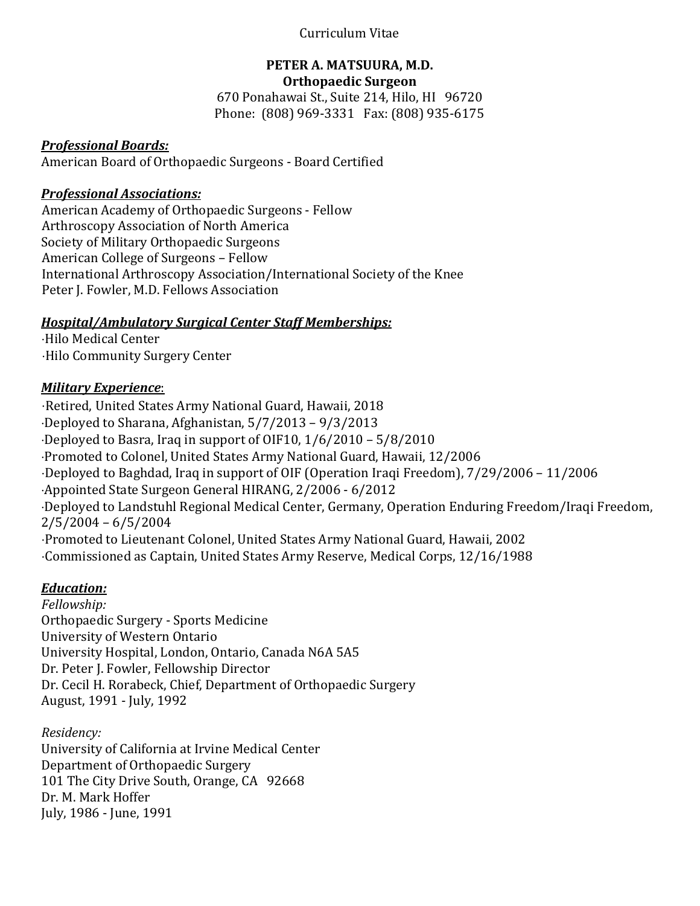Curriculum Vitae

**PETER A. MATSUURA, M.D.**
**Orthopaedic Surgeon**
670 Ponahawai St., Suite 214, Hilo, HI 96720
Phone: (808) 969-3331 Fax: (808) 935-6175

***Professional Boards:***
American Board of Orthopaedic Surgeons - Board Certified

***Professional Associations:***
American Academy of Orthopaedic Surgeons - Fellow
Arthroscopy Association of North America
Society of Military Orthopaedic Surgeons
American College of Surgeons – Fellow
International Arthroscopy Association/International Society of the Knee
Peter J. Fowler, M.D. Fellows Association

***Hospital/Ambulatory Surgical Center Staff Memberships:***
·Hilo Medical Center
·Hilo Community Surgery Center

***Military Experience***:
·Retired, United States Army National Guard, Hawaii, 2018
·Deployed to Sharana, Afghanistan, 5/7/2013 – 9/3/2013
·Deployed to Basra, Iraq in support of OIF10, 1/6/2010 – 5/8/2010
·Promoted to Colonel, United States Army National Guard, Hawaii, 12/2006
·Deployed to Baghdad, Iraq in support of OIF (Operation Iraqi Freedom), 7/29/2006 – 11/2006
·Appointed State Surgeon General HIRANG, 2/2006 - 6/2012
·Deployed to Landstuhl Regional Medical Center, Germany, Operation Enduring Freedom/Iraqi Freedom, 2/5/2004 – 6/5/2004
·Promoted to Lieutenant Colonel, United States Army National Guard, Hawaii, 2002
·Commissioned as Captain, United States Army Reserve, Medical Corps, 12/16/1988

***Education:***
*Fellowship:*
Orthopaedic Surgery - Sports Medicine
University of Western Ontario
University Hospital, London, Ontario, Canada N6A 5A5
Dr. Peter J. Fowler, Fellowship Director
Dr. Cecil H. Rorabeck, Chief, Department of Orthopaedic Surgery
August, 1991 - July, 1992

*Residency:*
University of California at Irvine Medical Center
Department of Orthopaedic Surgery
101 The City Drive South, Orange, CA 92668
Dr. M. Mark Hoffer
July, 1986 - June, 1991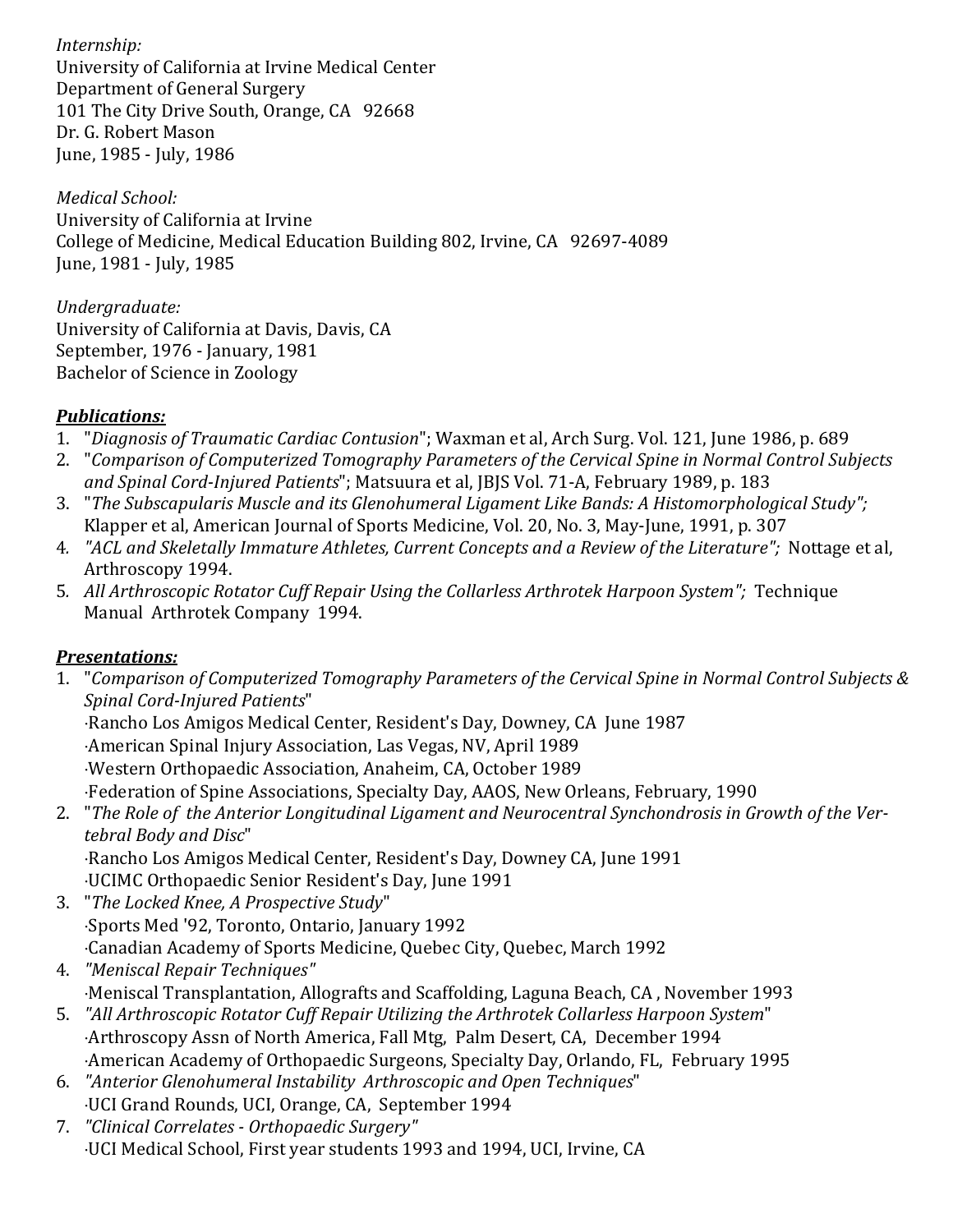*Internship:*
University of California at Irvine Medical Center
Department of General Surgery
101 The City Drive South, Orange, CA 92668
Dr. G. Robert Mason
June, 1985 - July, 1986

*Medical School:*
University of California at Irvine
College of Medicine, Medical Education Building 802, Irvine, CA 92697-4089
June, 1981 - July, 1985

*Undergraduate:*
University of California at Davis, Davis, CA
September, 1976 - January, 1981
Bachelor of Science in Zoology

***Publications:***

1. "*Diagnosis of Traumatic Cardiac Contusion*"; Waxman et al, Arch Surg. Vol. 121, June 1986, p. 689
2. "*Comparison of Computerized Tomography Parameters of the Cervical Spine in Normal Control Subjects and Spinal Cord-Injured Patients*"; Matsuura et al, JBJS Vol. 71-A, February 1989, p. 183
3. "*The Subscapularis Muscle and its Glenohumeral Ligament Like Bands: A Histomorphological Study";* Klapper et al, American Journal of Sports Medicine, Vol. 20, No. 3, May-June, 1991, p. 307
4. *"ACL and Skeletally Immature Athletes, Current Concepts and a Review of the Literature";* Nottage et al, Arthroscopy 1994.
5. *All Arthroscopic Rotator Cuff Repair Using the Collarless Arthrotek Harpoon System";* Technique Manual Arthrotek Company 1994.

***Presentations:***

1. "*Comparison of Computerized Tomography Parameters of the Cervical Spine in Normal Control Subjects & Spinal Cord-Injured Patients*"
   ·Rancho Los Amigos Medical Center, Resident's Day, Downey, CA June 1987
   ·American Spinal Injury Association, Las Vegas, NV, April 1989
   ·Western Orthopaedic Association, Anaheim, CA, October 1989
   ·Federation of Spine Associations, Specialty Day, AAOS, New Orleans, February, 1990
2. "*The Role of the Anterior Longitudinal Ligament and Neurocentral Synchondrosis in Growth of the Vertebral Body and Disc*"
   ·Rancho Los Amigos Medical Center, Resident's Day, Downey CA, June 1991
   ·UCIMC Orthopaedic Senior Resident's Day, June 1991
3. "*The Locked Knee, A Prospective Study*"
   ·Sports Med '92, Toronto, Ontario, January 1992
   ·Canadian Academy of Sports Medicine, Quebec City, Quebec, March 1992
4. *"Meniscal Repair Techniques"*
   ·Meniscal Transplantation, Allografts and Scaffolding, Laguna Beach, CA , November 1993
5. *"All Arthroscopic Rotator Cuff Repair Utilizing the Arthrotek Collarless Harpoon System*"
   ·Arthroscopy Assn of North America, Fall Mtg, Palm Desert, CA, December 1994
   ·American Academy of Orthopaedic Surgeons, Specialty Day, Orlando, FL, February 1995
6. *"Anterior Glenohumeral Instability Arthroscopic and Open Techniques*"
   ·UCI Grand Rounds, UCI, Orange, CA, September 1994
7. *"Clinical Correlates - Orthopaedic Surgery"*
   ·UCI Medical School, First year students 1993 and 1994, UCI, Irvine, CA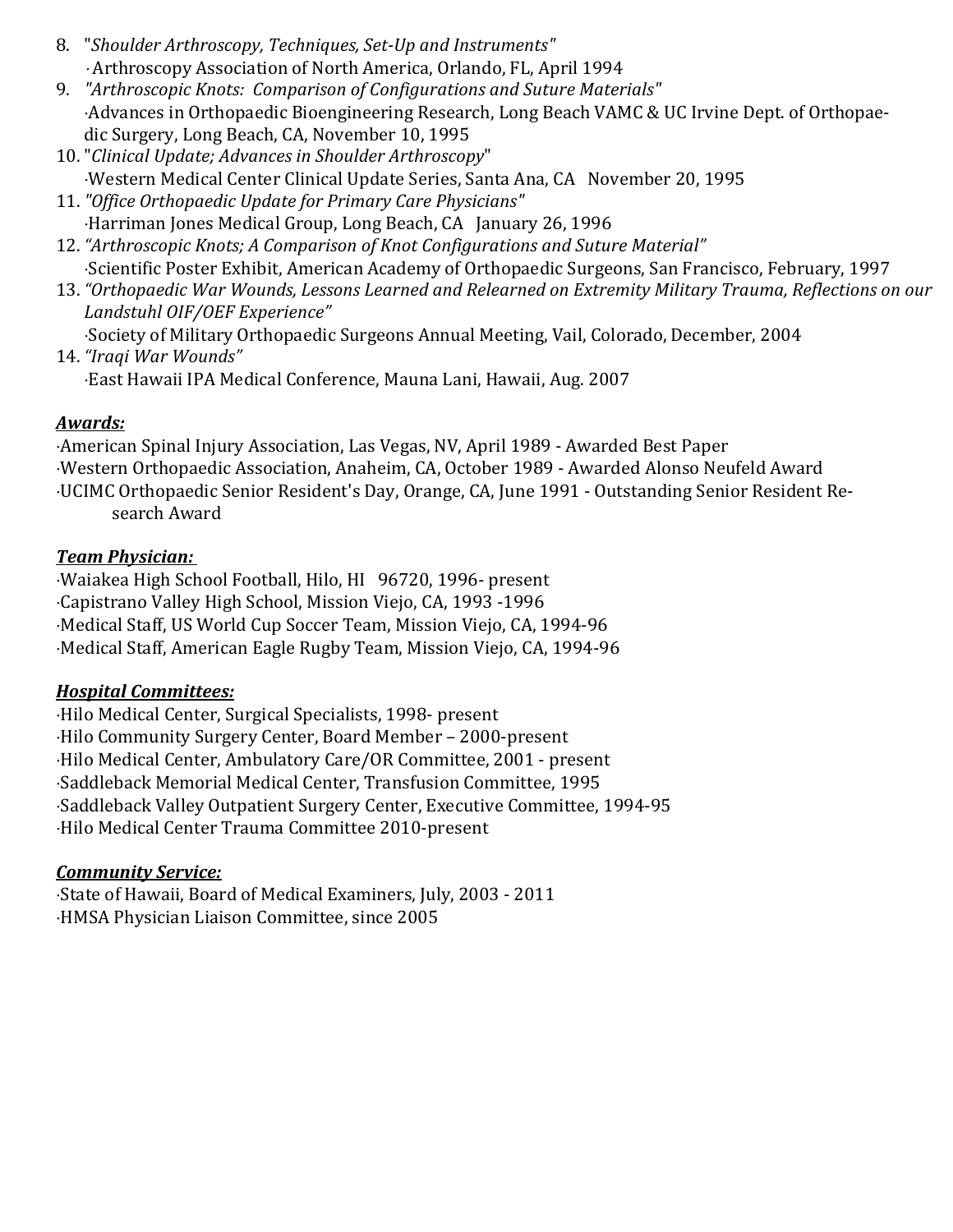8. "*Shoulder Arthroscopy, Techniques, Set-Up and Instruments*"
   · Arthroscopy Association of North America, Orlando, FL, April 1994
9. *"Arthroscopic Knots: Comparison of Configurations and Suture Materials"*
   ·Advances in Orthopaedic Bioengineering Research, Long Beach VAMC & UC Irvine Dept. of Orthopaedic Surgery, Long Beach, CA, November 10, 1995
10. "*Clinical Update; Advances in Shoulder Arthroscopy*"
    ·Western Medical Center Clinical Update Series, Santa Ana, CA November 20, 1995
11. *"Office Orthopaedic Update for Primary Care Physicians"*
    ·Harriman Jones Medical Group, Long Beach, CA January 26, 1996
12. *"Arthroscopic Knots; A Comparison of Knot Configurations and Suture Material"*
    ·Scientific Poster Exhibit, American Academy of Orthopaedic Surgeons, San Francisco, February, 1997
13. *"Orthopaedic War Wounds, Lessons Learned and Relearned on Extremity Military Trauma, Reflections on our Landstuhl OIF/OEF Experience"*
    ·Society of Military Orthopaedic Surgeons Annual Meeting, Vail, Colorado, December, 2004
14. *"Iraqi War Wounds"*
    ·East Hawaii IPA Medical Conference, Mauna Lani, Hawaii, Aug. 2007

***Awards:***

·American Spinal Injury Association, Las Vegas, NV, April 1989 - Awarded Best Paper
·Western Orthopaedic Association, Anaheim, CA, October 1989 - Awarded Alonso Neufeld Award
·UCIMC Orthopaedic Senior Resident's Day, Orange, CA, June 1991 - Outstanding Senior Resident Research Award

***Team Physician:***

·Waiakea High School Football, Hilo, HI 96720, 1996- present
·Capistrano Valley High School, Mission Viejo, CA, 1993 -1996
·Medical Staff, US World Cup Soccer Team, Mission Viejo, CA, 1994-96
·Medical Staff, American Eagle Rugby Team, Mission Viejo, CA, 1994-96

***Hospital Committees:***

·Hilo Medical Center, Surgical Specialists, 1998- present
·Hilo Community Surgery Center, Board Member – 2000-present
·Hilo Medical Center, Ambulatory Care/OR Committee, 2001 - present
·Saddleback Memorial Medical Center, Transfusion Committee, 1995
·Saddleback Valley Outpatient Surgery Center, Executive Committee, 1994-95
·Hilo Medical Center Trauma Committee 2010-present

***Community Service:***

·State of Hawaii, Board of Medical Examiners, July, 2003 - 2011
·HMSA Physician Liaison Committee, since 2005